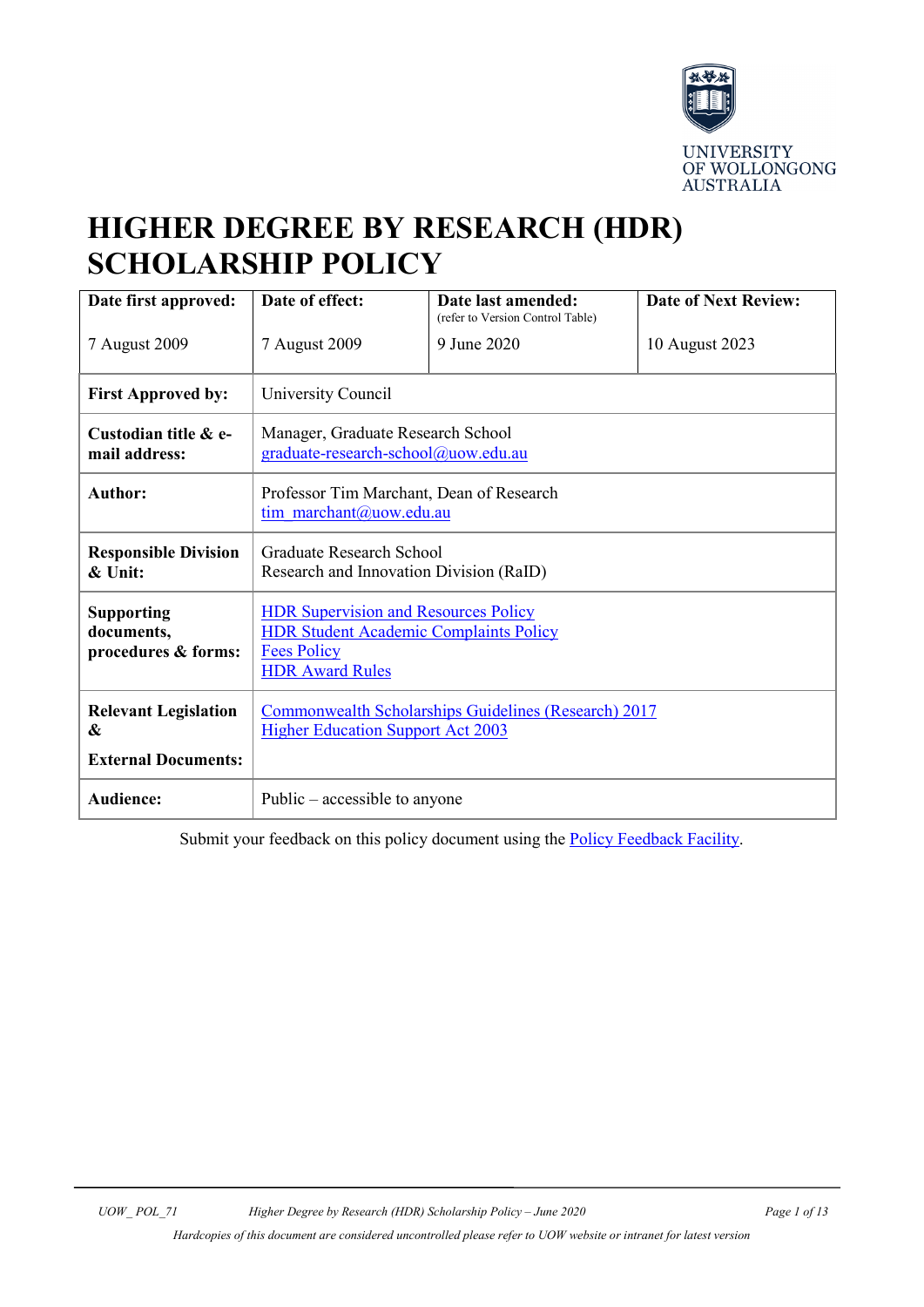UNIVERSITY OF WOLLONGONG AUSTRALIA

# HIGHER DEGREE BY RESEARCH (HDR) SCHOLARSHIP POLICY

| **Date first approved:** | **Date of effect:** | **Date last amended:** (refer to Version Control Table) | **Date of Next Review:** |
|---|---|---|---|
| 7 August 2009 | 7 August 2009 | 9 June 2020 | 10 August 2023 |
| **First Approved by:** | University Council | | |
| **Custodian title & e-mail address:** | Manager, Graduate Research School<br>graduate-research-school@uow.edu.au | | |
| **Author:** | Professor Tim Marchant, Dean of Research<br>tim_marchant@uow.edu.au | | |
| **Responsible Division & Unit:** | Graduate Research School<br>Research and Innovation Division (RaID) | | |
| **Supporting documents, procedures & forms:** | HDR Supervision and Resources Policy<br>HDR Student Academic Complaints Policy<br>Fees Policy<br>HDR Award Rules | | |
| **Relevant Legislation & External Documents:** | Commonwealth Scholarships Guidelines (Research) 2017<br>Higher Education Support Act 2003 | | |
| **Audience:** | Public – accessible to anyone | | |

Submit your feedback on this policy document using the Policy Feedback Facility.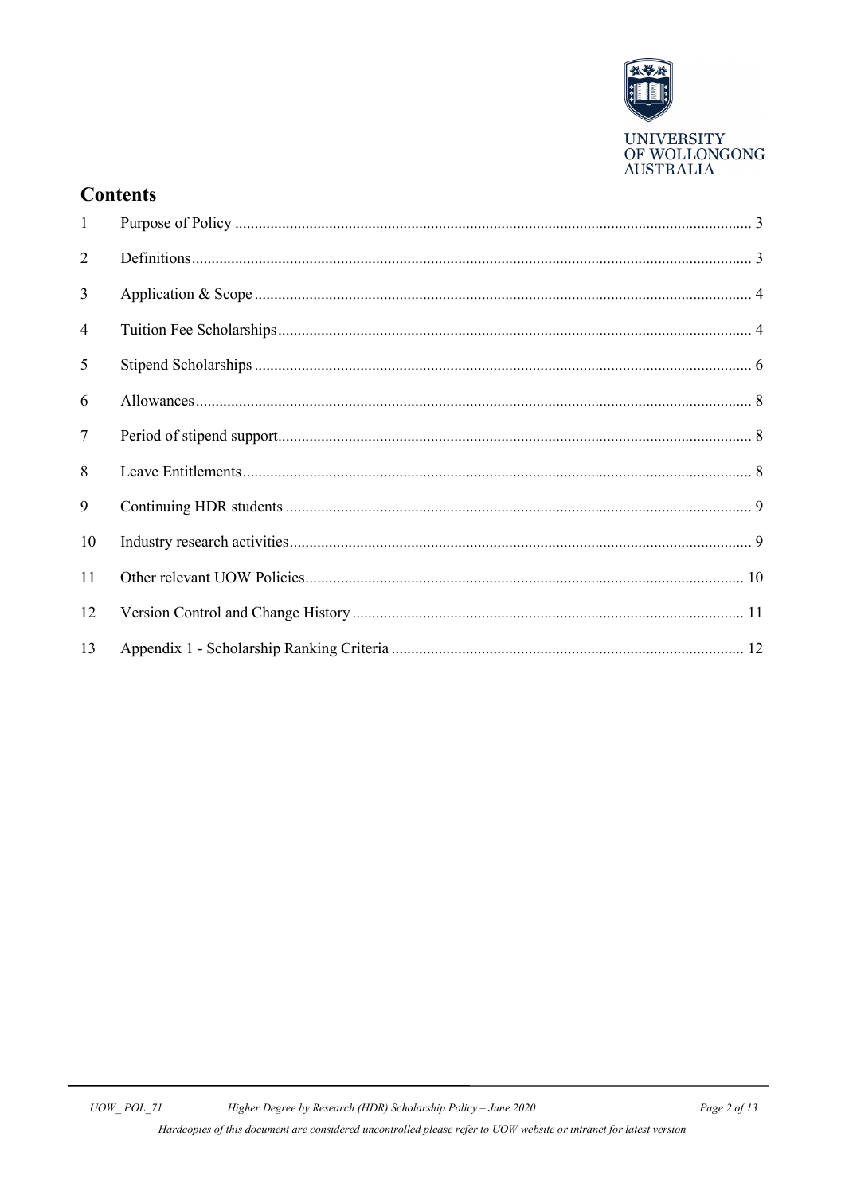## Contents

| | | |
|---|---|---|
| 1 | Purpose of Policy | 3 |
| 2 | Definitions | 3 |
| 3 | Application & Scope | 4 |
| 4 | Tuition Fee Scholarships | 4 |
| 5 | Stipend Scholarships | 6 |
| 6 | Allowances | 8 |
| 7 | Period of stipend support | 8 |
| 8 | Leave Entitlements | 8 |
| 9 | Continuing HDR students | 9 |
| 10 | Industry research activities | 9 |
| 11 | Other relevant UOW Policies | 10 |
| 12 | Version Control and Change History | 11 |
| 13 | Appendix 1 - Scholarship Ranking Criteria | 12 |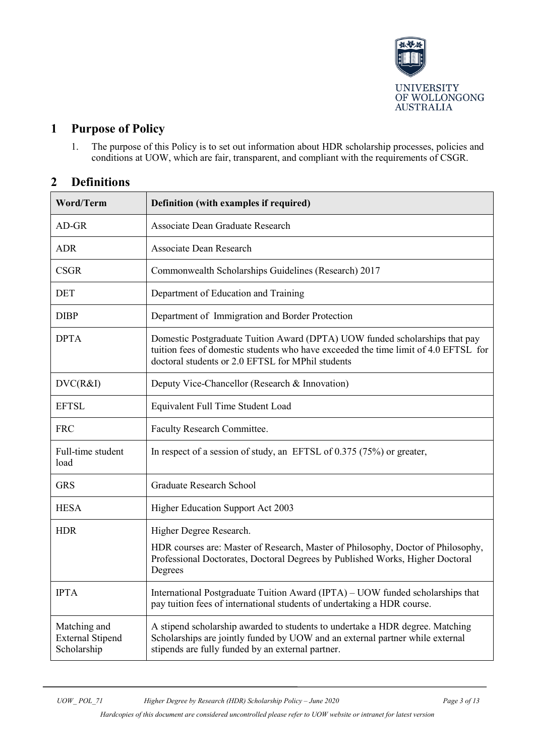## 1 Purpose of Policy

1. The purpose of this Policy is to set out information about HDR scholarship processes, policies and conditions at UOW, which are fair, transparent, and compliant with the requirements of CSGR.

## 2 Definitions

| Word/Term | Definition (with examples if required) |
|---|---|
| AD-GR | Associate Dean Graduate Research |
| ADR | Associate Dean Research |
| CSGR | Commonwealth Scholarships Guidelines (Research) 2017 |
| DET | Department of Education and Training |
| DIBP | Department of Immigration and Border Protection |
| DPTA | Domestic Postgraduate Tuition Award (DPTA) UOW funded scholarships that pay tuition fees of domestic students who have exceeded the time limit of 4.0 EFTSL for doctoral students or 2.0 EFTSL for MPhil students |
| DVC(R&I) | Deputy Vice-Chancellor (Research & Innovation) |
| EFTSL | Equivalent Full Time Student Load |
| FRC | Faculty Research Committee. |
| Full-time student load | In respect of a session of study, an EFTSL of 0.375 (75%) or greater, |
| GRS | Graduate Research School |
| HESA | Higher Education Support Act 2003 |
| HDR | Higher Degree Research.<br><br>HDR courses are: Master of Research, Master of Philosophy, Doctor of Philosophy, Professional Doctorates, Doctoral Degrees by Published Works, Higher Doctoral Degrees |
| IPTA | International Postgraduate Tuition Award (IPTA) – UOW funded scholarships that pay tuition fees of international students of undertaking a HDR course. |
| Matching and External Stipend Scholarship | A stipend scholarship awarded to students to undertake a HDR degree. Matching Scholarships are jointly funded by UOW and an external partner while external stipends are fully funded by an external partner. |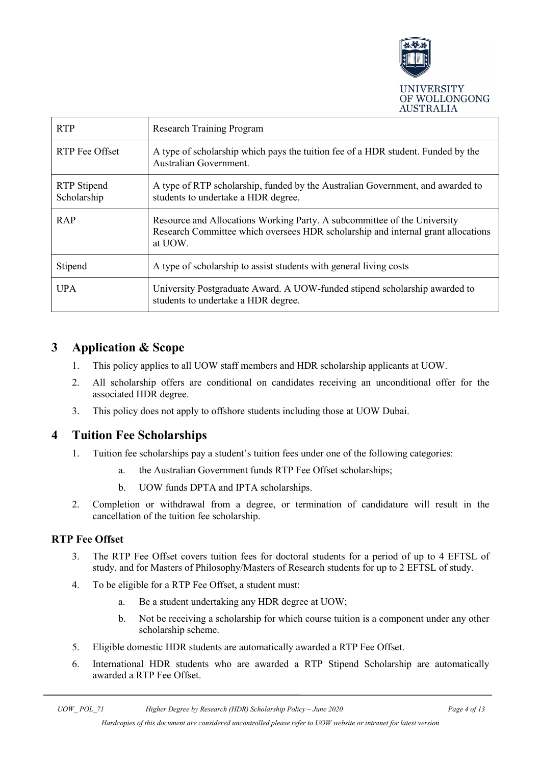| RTP | Research Training Program |
|---|---|
| RTP Fee Offset | A type of scholarship which pays the tuition fee of a HDR student. Funded by the Australian Government. |
| RTP Stipend Scholarship | A type of RTP scholarship, funded by the Australian Government, and awarded to students to undertake a HDR degree. |
| RAP | Resource and Allocations Working Party. A subcommittee of the University Research Committee which oversees HDR scholarship and internal grant allocations at UOW. |
| Stipend | A type of scholarship to assist students with general living costs |
| UPA | University Postgraduate Award. A UOW-funded stipend scholarship awarded to students to undertake a HDR degree. |

## 3 Application & Scope

1. This policy applies to all UOW staff members and HDR scholarship applicants at UOW.
2. All scholarship offers are conditional on candidates receiving an unconditional offer for the associated HDR degree.
3. This policy does not apply to offshore students including those at UOW Dubai.

## 4 Tuition Fee Scholarships

1. Tuition fee scholarships pay a student's tuition fees under one of the following categories:
   a. the Australian Government funds RTP Fee Offset scholarships;
   b. UOW funds DPTA and IPTA scholarships.
2. Completion or withdrawal from a degree, or termination of candidature will result in the cancellation of the tuition fee scholarship.

### RTP Fee Offset

3. The RTP Fee Offset covers tuition fees for doctoral students for a period of up to 4 EFTSL of study, and for Masters of Philosophy/Masters of Research students for up to 2 EFTSL of study.
4. To be eligible for a RTP Fee Offset, a student must:
   a. Be a student undertaking any HDR degree at UOW;
   b. Not be receiving a scholarship for which course tuition is a component under any other scholarship scheme.
5. Eligible domestic HDR students are automatically awarded a RTP Fee Offset.
6. International HDR students who are awarded a RTP Stipend Scholarship are automatically awarded a RTP Fee Offset.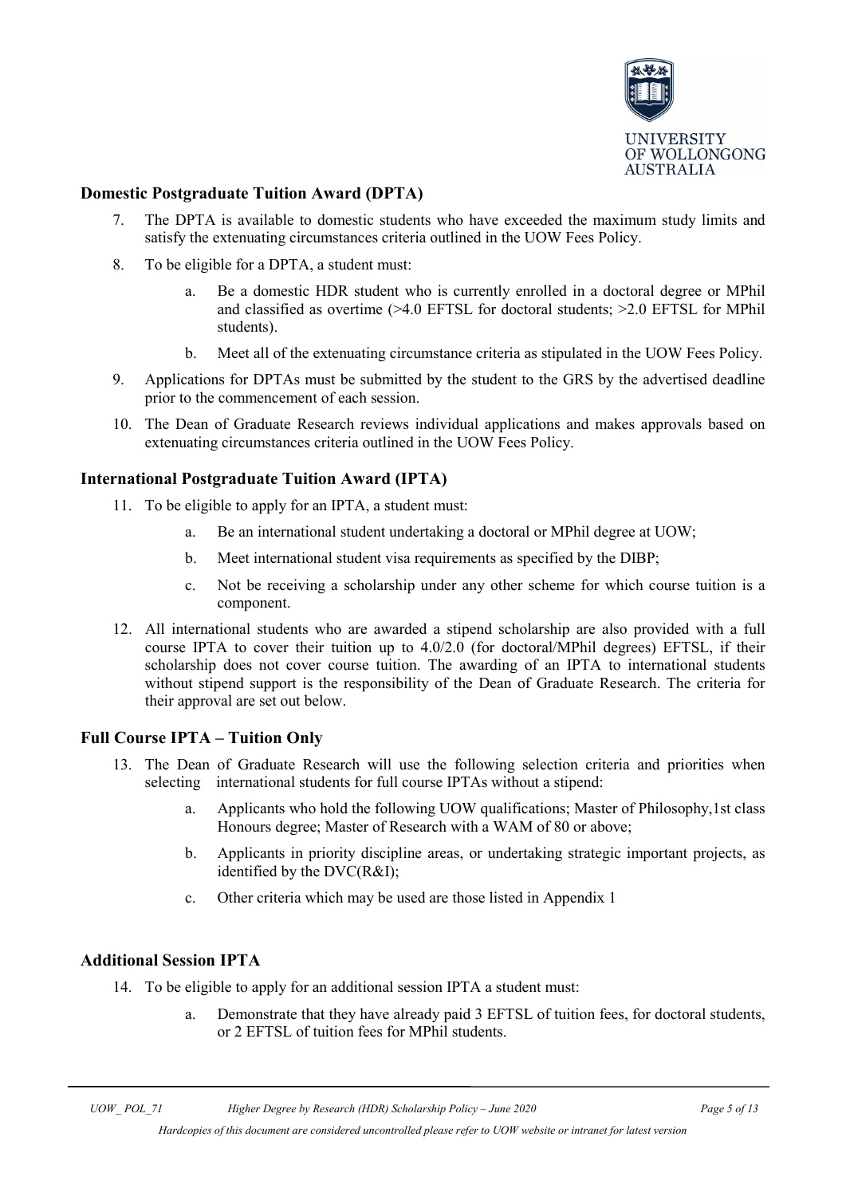## Domestic Postgraduate Tuition Award (DPTA)

7. The DPTA is available to domestic students who have exceeded the maximum study limits and satisfy the extenuating circumstances criteria outlined in the UOW Fees Policy.
8. To be eligible for a DPTA, a student must:
    a. Be a domestic HDR student who is currently enrolled in a doctoral degree or MPhil and classified as overtime (>4.0 EFTSL for doctoral students; >2.0 EFTSL for MPhil students).
    b. Meet all of the extenuating circumstance criteria as stipulated in the UOW Fees Policy.
9. Applications for DPTAs must be submitted by the student to the GRS by the advertised deadline prior to the commencement of each session.
10. The Dean of Graduate Research reviews individual applications and makes approvals based on extenuating circumstances criteria outlined in the UOW Fees Policy.

## International Postgraduate Tuition Award (IPTA)

11. To be eligible to apply for an IPTA, a student must:
    a. Be an international student undertaking a doctoral or MPhil degree at UOW;
    b. Meet international student visa requirements as specified by the DIBP;
    c. Not be receiving a scholarship under any other scheme for which course tuition is a component.
12. All international students who are awarded a stipend scholarship are also provided with a full course IPTA to cover their tuition up to 4.0/2.0 (for doctoral/MPhil degrees) EFTSL, if their scholarship does not cover course tuition. The awarding of an IPTA to international students without stipend support is the responsibility of the Dean of Graduate Research. The criteria for their approval are set out below.

## Full Course IPTA – Tuition Only

13. The Dean of Graduate Research will use the following selection criteria and priorities when selecting international students for full course IPTAs without a stipend:
    a. Applicants who hold the following UOW qualifications; Master of Philosophy,1st class Honours degree; Master of Research with a WAM of 80 or above;
    b. Applicants in priority discipline areas, or undertaking strategic important projects, as identified by the DVC(R&I);
    c. Other criteria which may be used are those listed in Appendix 1

## Additional Session IPTA

14. To be eligible to apply for an additional session IPTA a student must:
    a. Demonstrate that they have already paid 3 EFTSL of tuition fees, for doctoral students, or 2 EFTSL of tuition fees for MPhil students.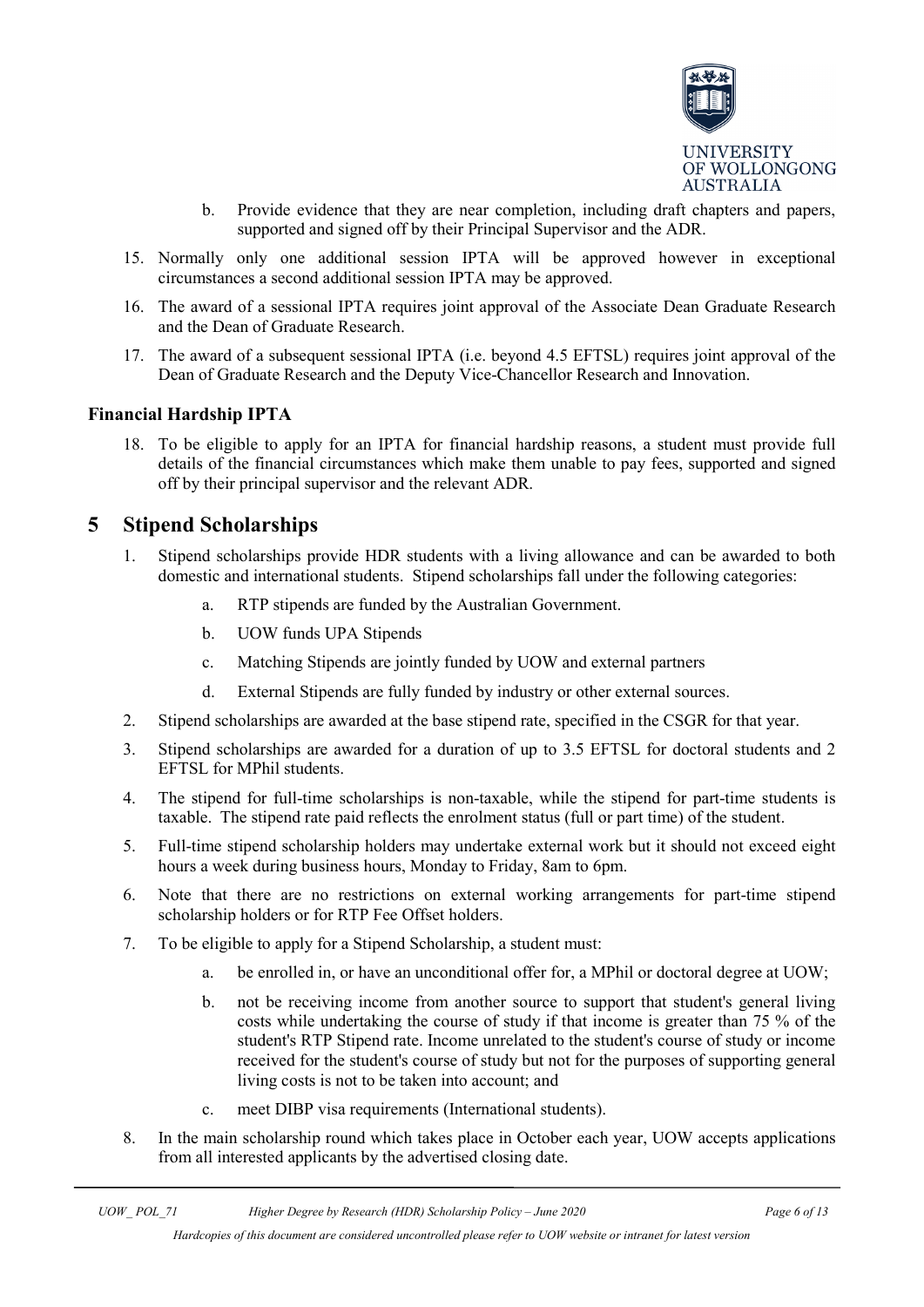b. Provide evidence that they are near completion, including draft chapters and papers, supported and signed off by their Principal Supervisor and the ADR.

15. Normally only one additional session IPTA will be approved however in exceptional circumstances a second additional session IPTA may be approved.

16. The award of a sessional IPTA requires joint approval of the Associate Dean Graduate Research and the Dean of Graduate Research.

17. The award of a subsequent sessional IPTA (i.e. beyond 4.5 EFTSL) requires joint approval of the Dean of Graduate Research and the Deputy Vice-Chancellor Research and Innovation.

### Financial Hardship IPTA

18. To be eligible to apply for an IPTA for financial hardship reasons, a student must provide full details of the financial circumstances which make them unable to pay fees, supported and signed off by their principal supervisor and the relevant ADR.

## 5 Stipend Scholarships

1. Stipend scholarships provide HDR students with a living allowance and can be awarded to both domestic and international students. Stipend scholarships fall under the following categories:
   a. RTP stipends are funded by the Australian Government.
   b. UOW funds UPA Stipends
   c. Matching Stipends are jointly funded by UOW and external partners
   d. External Stipends are fully funded by industry or other external sources.
2. Stipend scholarships are awarded at the base stipend rate, specified in the CSGR for that year.
3. Stipend scholarships are awarded for a duration of up to 3.5 EFTSL for doctoral students and 2 EFTSL for MPhil students.
4. The stipend for full-time scholarships is non-taxable, while the stipend for part-time students is taxable. The stipend rate paid reflects the enrolment status (full or part time) of the student.
5. Full-time stipend scholarship holders may undertake external work but it should not exceed eight hours a week during business hours, Monday to Friday, 8am to 6pm.
6. Note that there are no restrictions on external working arrangements for part-time stipend scholarship holders or for RTP Fee Offset holders.
7. To be eligible to apply for a Stipend Scholarship, a student must:
   a. be enrolled in, or have an unconditional offer for, a MPhil or doctoral degree at UOW;
   b. not be receiving income from another source to support that student's general living costs while undertaking the course of study if that income is greater than 75 % of the student's RTP Stipend rate. Income unrelated to the student's course of study or income received for the student's course of study but not for the purposes of supporting general living costs is not to be taken into account; and
   c. meet DIBP visa requirements (International students).
8. In the main scholarship round which takes place in October each year, UOW accepts applications from all interested applicants by the advertised closing date.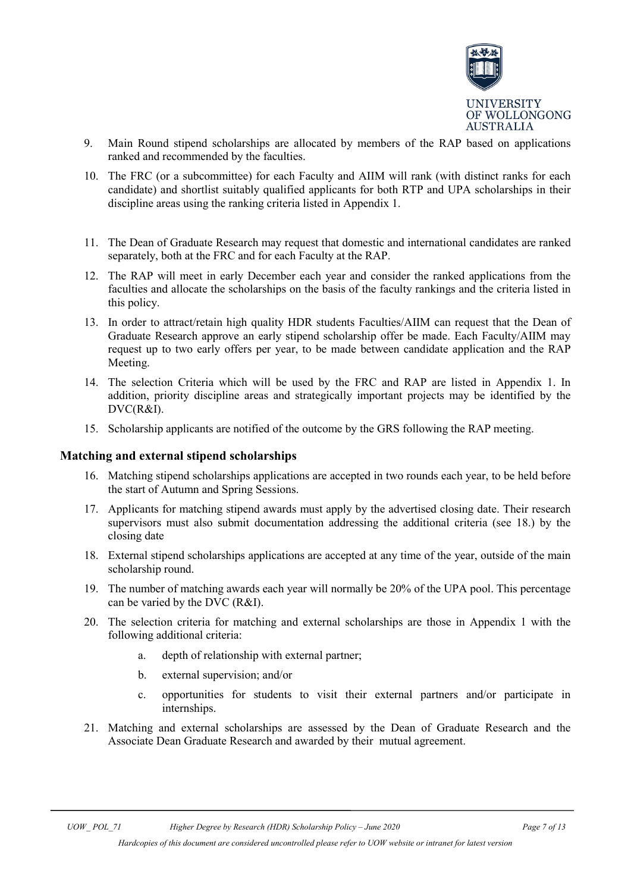9. Main Round stipend scholarships are allocated by members of the RAP based on applications ranked and recommended by the faculties.

10. The FRC (or a subcommittee) for each Faculty and AIIM will rank (with distinct ranks for each candidate) and shortlist suitably qualified applicants for both RTP and UPA scholarships in their discipline areas using the ranking criteria listed in Appendix 1.

11. The Dean of Graduate Research may request that domestic and international candidates are ranked separately, both at the FRC and for each Faculty at the RAP.

12. The RAP will meet in early December each year and consider the ranked applications from the faculties and allocate the scholarships on the basis of the faculty rankings and the criteria listed in this policy.

13. In order to attract/retain high quality HDR students Faculties/AIIM can request that the Dean of Graduate Research approve an early stipend scholarship offer be made. Each Faculty/AIIM may request up to two early offers per year, to be made between candidate application and the RAP Meeting.

14. The selection Criteria which will be used by the FRC and RAP are listed in Appendix 1. In addition, priority discipline areas and strategically important projects may be identified by the DVC(R&I).

15. Scholarship applicants are notified of the outcome by the GRS following the RAP meeting.

### Matching and external stipend scholarships

16. Matching stipend scholarships applications are accepted in two rounds each year, to be held before the start of Autumn and Spring Sessions.

17. Applicants for matching stipend awards must apply by the advertised closing date. Their research supervisors must also submit documentation addressing the additional criteria (see 18.) by the closing date

18. External stipend scholarships applications are accepted at any time of the year, outside of the main scholarship round.

19. The number of matching awards each year will normally be 20% of the UPA pool. This percentage can be varied by the DVC (R&I).

20. The selection criteria for matching and external scholarships are those in Appendix 1 with the following additional criteria:

    a. depth of relationship with external partner;

    b. external supervision; and/or

    c. opportunities for students to visit their external partners and/or participate in internships.

21. Matching and external scholarships are assessed by the Dean of Graduate Research and the Associate Dean Graduate Research and awarded by their mutual agreement.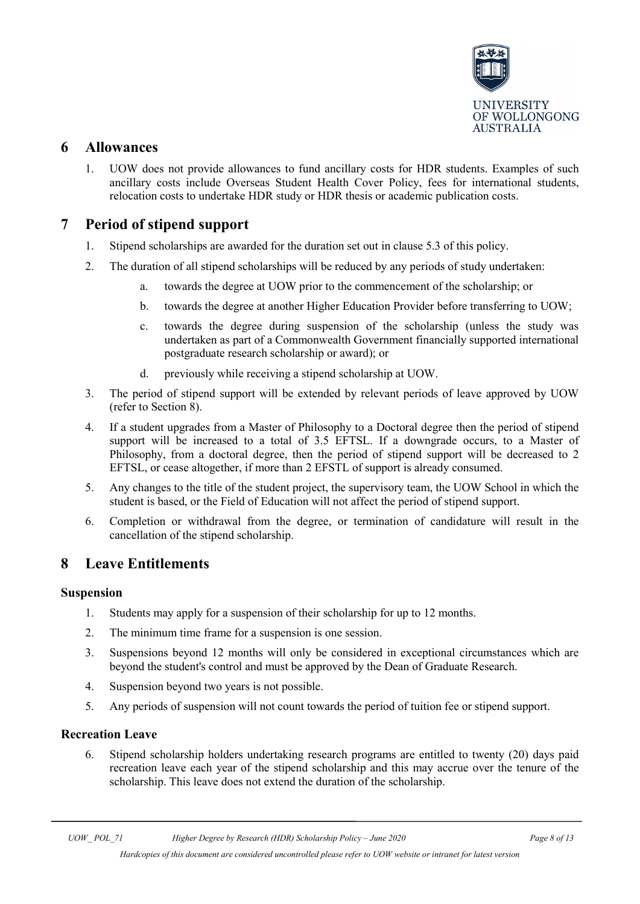## 6 Allowances

1. UOW does not provide allowances to fund ancillary costs for HDR students. Examples of such ancillary costs include Overseas Student Health Cover Policy, fees for international students, relocation costs to undertake HDR study or HDR thesis or academic publication costs.

## 7 Period of stipend support

1. Stipend scholarships are awarded for the duration set out in clause 5.3 of this policy.
2. The duration of all stipend scholarships will be reduced by any periods of study undertaken:
    a. towards the degree at UOW prior to the commencement of the scholarship; or
    b. towards the degree at another Higher Education Provider before transferring to UOW;
    c. towards the degree during suspension of the scholarship (unless the study was undertaken as part of a Commonwealth Government financially supported international postgraduate research scholarship or award); or
    d. previously while receiving a stipend scholarship at UOW.
3. The period of stipend support will be extended by relevant periods of leave approved by UOW (refer to Section 8).
4. If a student upgrades from a Master of Philosophy to a Doctoral degree then the period of stipend support will be increased to a total of 3.5 EFTSL. If a downgrade occurs, to a Master of Philosophy, from a doctoral degree, then the period of stipend support will be decreased to 2 EFTSL, or cease altogether, if more than 2 EFSTL of support is already consumed.
5. Any changes to the title of the student project, the supervisory team, the UOW School in which the student is based, or the Field of Education will not affect the period of stipend support.
6. Completion or withdrawal from the degree, or termination of candidature will result in the cancellation of the stipend scholarship.

## 8 Leave Entitlements

### Suspension

1. Students may apply for a suspension of their scholarship for up to 12 months.
2. The minimum time frame for a suspension is one session.
3. Suspensions beyond 12 months will only be considered in exceptional circumstances which are beyond the student's control and must be approved by the Dean of Graduate Research.
4. Suspension beyond two years is not possible.
5. Any periods of suspension will not count towards the period of tuition fee or stipend support.

### Recreation Leave

6. Stipend scholarship holders undertaking research programs are entitled to twenty (20) days paid recreation leave each year of the stipend scholarship and this may accrue over the tenure of the scholarship. This leave does not extend the duration of the scholarship.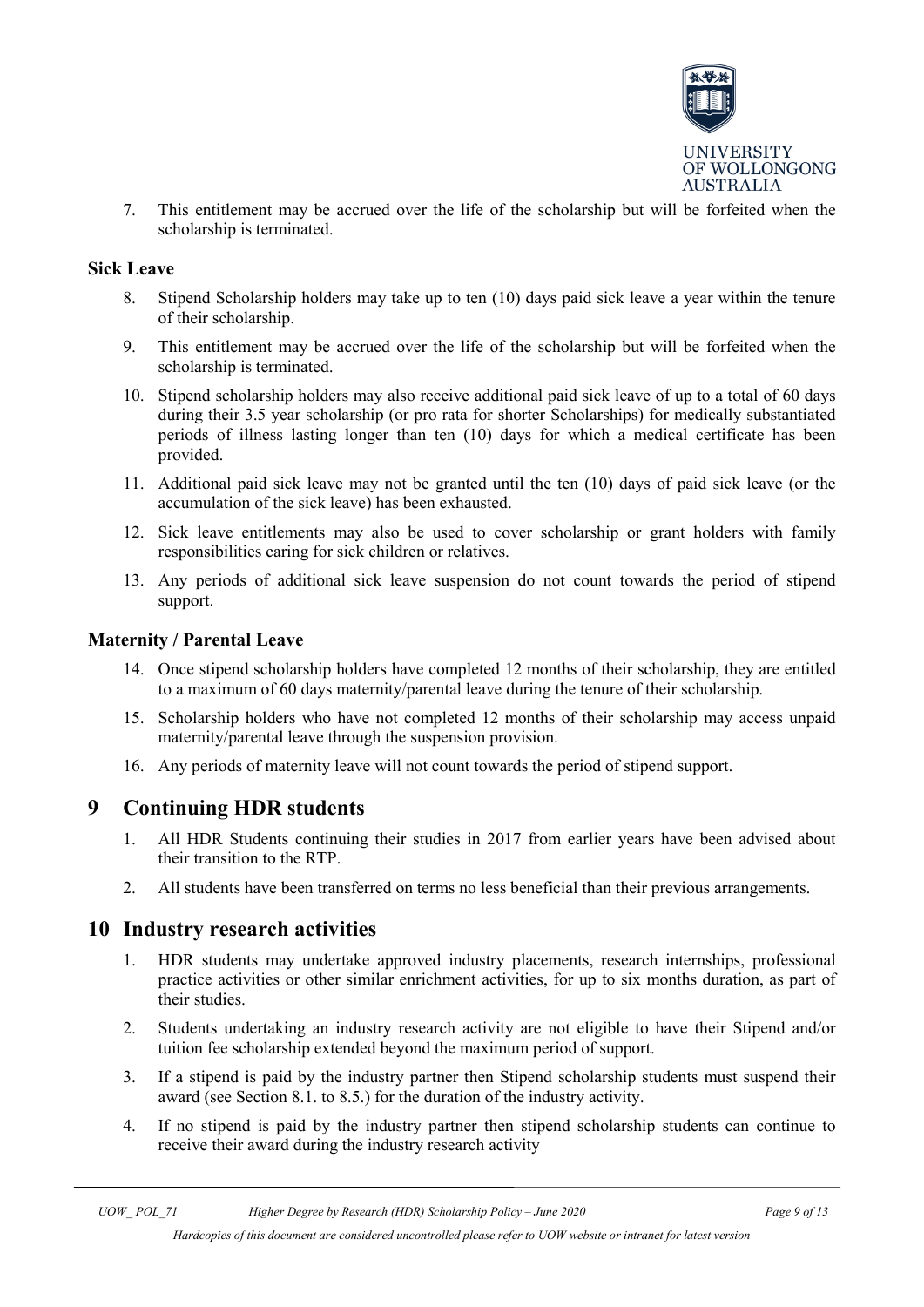7. This entitlement may be accrued over the life of the scholarship but will be forfeited when the scholarship is terminated.

### Sick Leave

8. Stipend Scholarship holders may take up to ten (10) days paid sick leave a year within the tenure of their scholarship.
9. This entitlement may be accrued over the life of the scholarship but will be forfeited when the scholarship is terminated.
10. Stipend scholarship holders may also receive additional paid sick leave of up to a total of 60 days during their 3.5 year scholarship (or pro rata for shorter Scholarships) for medically substantiated periods of illness lasting longer than ten (10) days for which a medical certificate has been provided.
11. Additional paid sick leave may not be granted until the ten (10) days of paid sick leave (or the accumulation of the sick leave) has been exhausted.
12. Sick leave entitlements may also be used to cover scholarship or grant holders with family responsibilities caring for sick children or relatives.
13. Any periods of additional sick leave suspension do not count towards the period of stipend support.

### Maternity / Parental Leave

14. Once stipend scholarship holders have completed 12 months of their scholarship, they are entitled to a maximum of 60 days maternity/parental leave during the tenure of their scholarship.
15. Scholarship holders who have not completed 12 months of their scholarship may access unpaid maternity/parental leave through the suspension provision.
16. Any periods of maternity leave will not count towards the period of stipend support.

## 9 Continuing HDR students

1. All HDR Students continuing their studies in 2017 from earlier years have been advised about their transition to the RTP.
2. All students have been transferred on terms no less beneficial than their previous arrangements.

## 10 Industry research activities

1. HDR students may undertake approved industry placements, research internships, professional practice activities or other similar enrichment activities, for up to six months duration, as part of their studies.
2. Students undertaking an industry research activity are not eligible to have their Stipend and/or tuition fee scholarship extended beyond the maximum period of support.
3. If a stipend is paid by the industry partner then Stipend scholarship students must suspend their award (see Section 8.1. to 8.5.) for the duration of the industry activity.
4. If no stipend is paid by the industry partner then stipend scholarship students can continue to receive their award during the industry research activity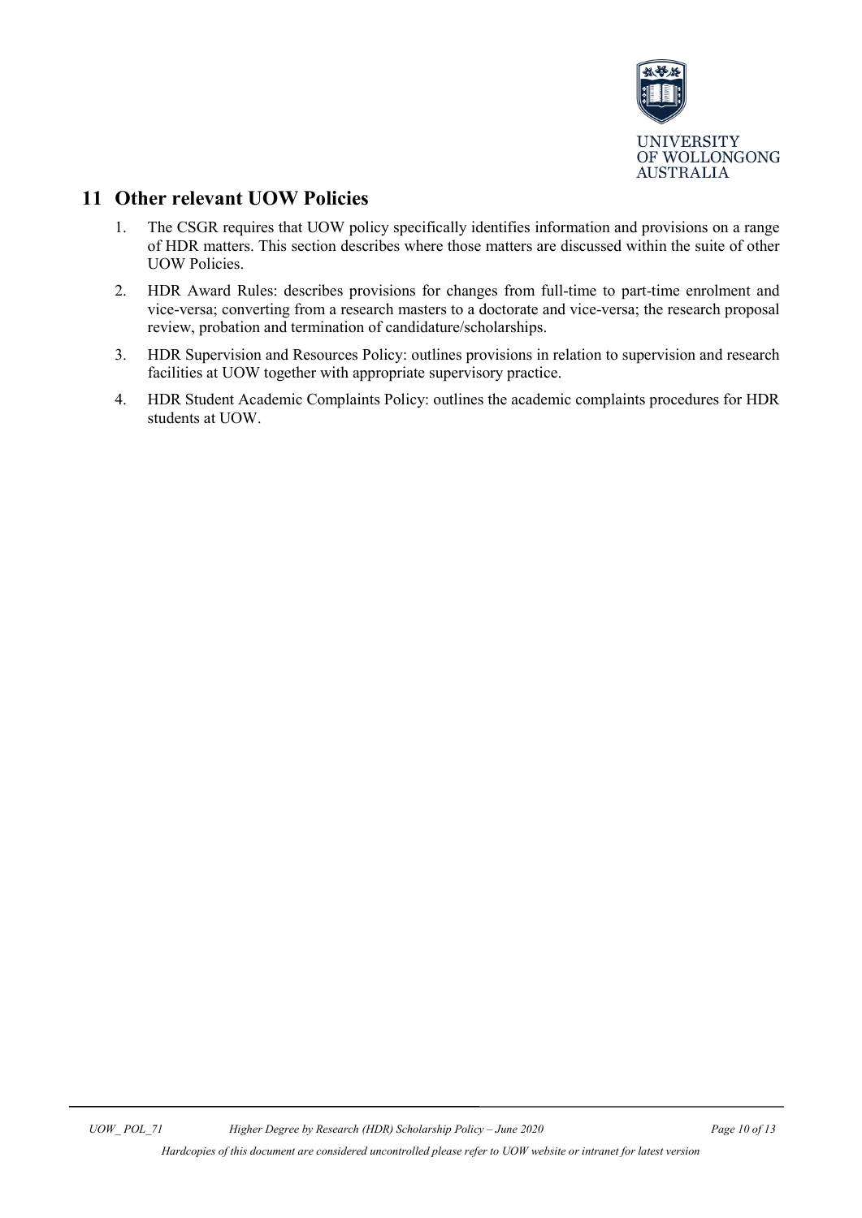## 11 Other relevant UOW Policies

1. The CSGR requires that UOW policy specifically identifies information and provisions on a range of HDR matters. This section describes where those matters are discussed within the suite of other UOW Policies.
2. HDR Award Rules: describes provisions for changes from full-time to part-time enrolment and vice-versa; converting from a research masters to a doctorate and vice-versa; the research proposal review, probation and termination of candidature/scholarships.
3. HDR Supervision and Resources Policy: outlines provisions in relation to supervision and research facilities at UOW together with appropriate supervisory practice.
4. HDR Student Academic Complaints Policy: outlines the academic complaints procedures for HDR students at UOW.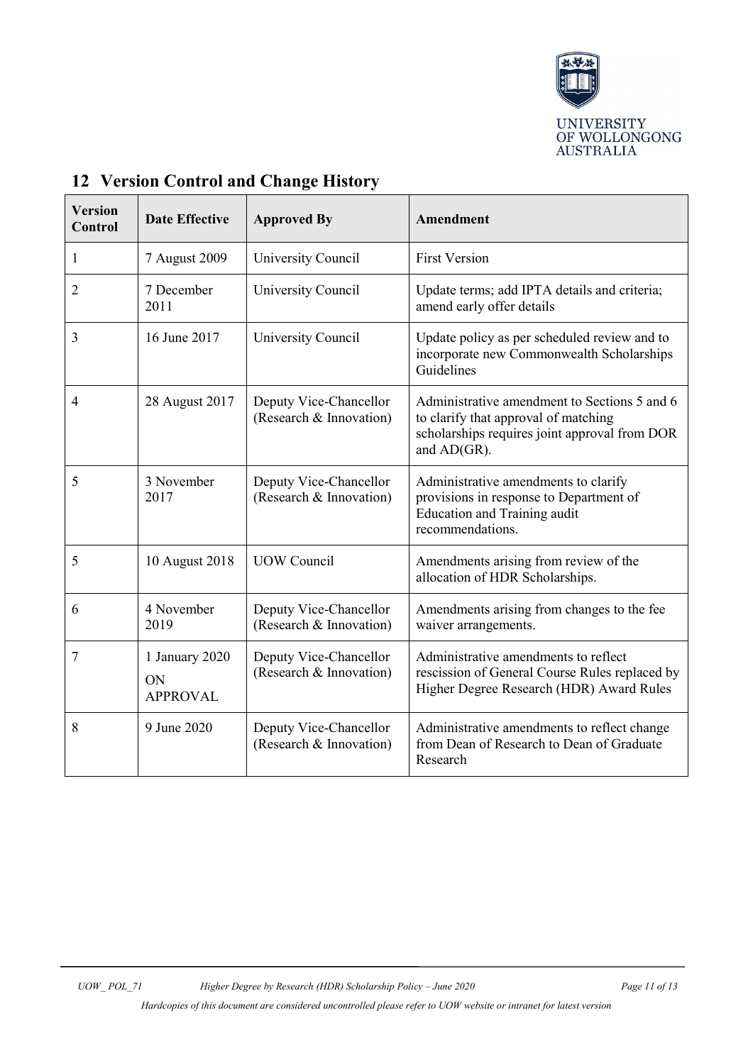## 12 Version Control and Change History

| Version Control | Date Effective | Approved By | Amendment |
|---|---|---|---|
| 1 | 7 August 2009 | University Council | First Version |
| 2 | 7 December 2011 | University Council | Update terms; add IPTA details and criteria; amend early offer details |
| 3 | 16 June 2017 | University Council | Update policy as per scheduled review and to incorporate new Commonwealth Scholarships Guidelines |
| 4 | 28 August 2017 | Deputy Vice-Chancellor (Research & Innovation) | Administrative amendment to Sections 5 and 6 to clarify that approval of matching scholarships requires joint approval from DOR and AD(GR). |
| 5 | 3 November 2017 | Deputy Vice-Chancellor (Research & Innovation) | Administrative amendments to clarify provisions in response to Department of Education and Training audit recommendations. |
| 5 | 10 August 2018 | UOW Council | Amendments arising from review of the allocation of HDR Scholarships. |
| 6 | 4 November 2019 | Deputy Vice-Chancellor (Research & Innovation) | Amendments arising from changes to the fee waiver arrangements. |
| 7 | 1 January 2020 ON APPROVAL | Deputy Vice-Chancellor (Research & Innovation) | Administrative amendments to reflect rescission of General Course Rules replaced by Higher Degree Research (HDR) Award Rules |
| 8 | 9 June 2020 | Deputy Vice-Chancellor (Research & Innovation) | Administrative amendments to reflect change from Dean of Research to Dean of Graduate Research |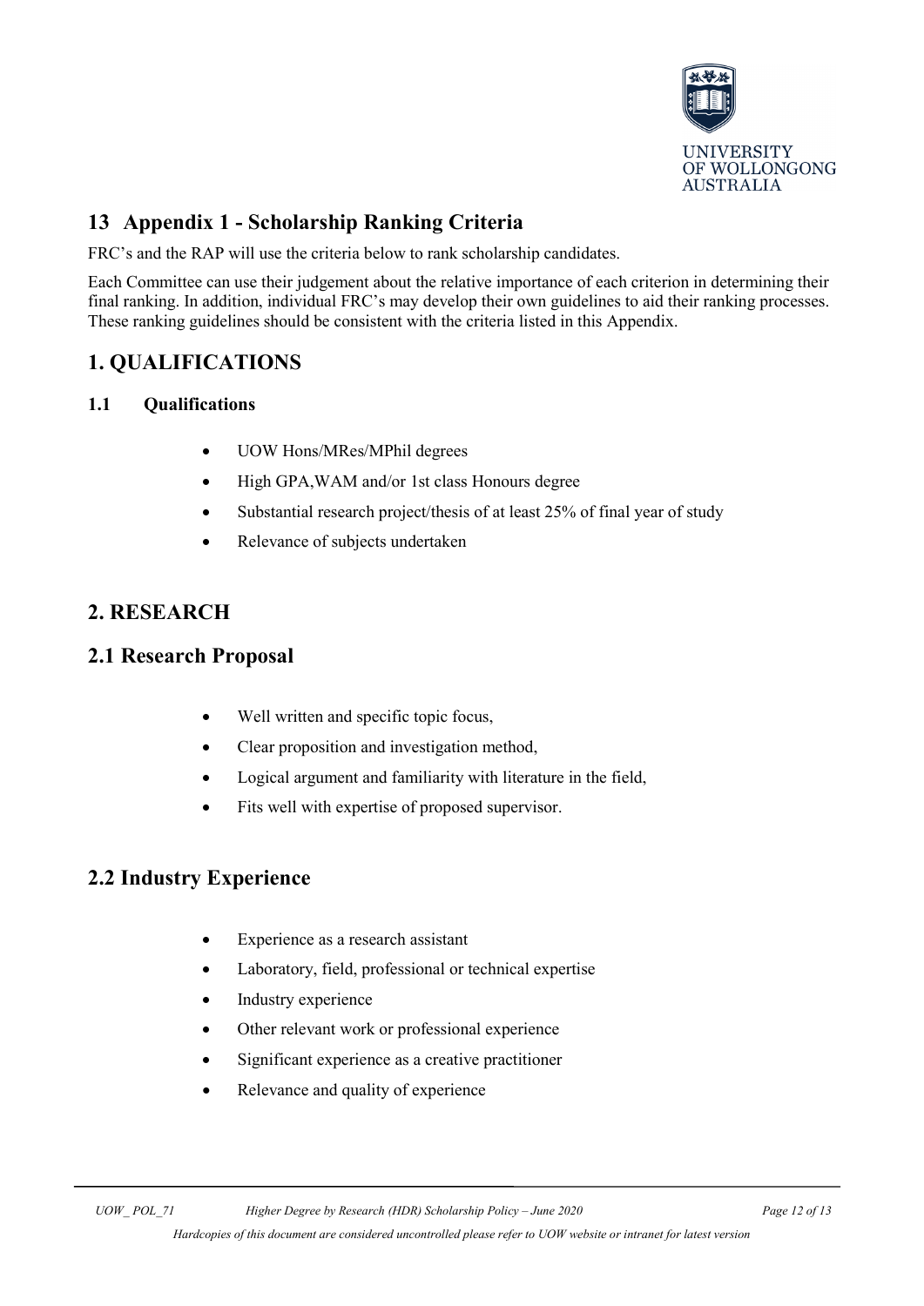## 13 Appendix 1 - Scholarship Ranking Criteria

FRC's and the RAP will use the criteria below to rank scholarship candidates.

Each Committee can use their judgement about the relative importance of each criterion in determining their final ranking. In addition, individual FRC's may develop their own guidelines to aid their ranking processes. These ranking guidelines should be consistent with the criteria listed in this Appendix.

## 1. QUALIFICATIONS

### 1.1 Qualifications

- UOW Hons/MRes/MPhil degrees
- High GPA,WAM and/or 1st class Honours degree
- Substantial research project/thesis of at least 25% of final year of study
- Relevance of subjects undertaken

## 2. RESEARCH

## 2.1 Research Proposal

- Well written and specific topic focus,
- Clear proposition and investigation method,
- Logical argument and familiarity with literature in the field,
- Fits well with expertise of proposed supervisor.

## 2.2 Industry Experience

- Experience as a research assistant
- Laboratory, field, professional or technical expertise
- Industry experience
- Other relevant work or professional experience
- Significant experience as a creative practitioner
- Relevance and quality of experience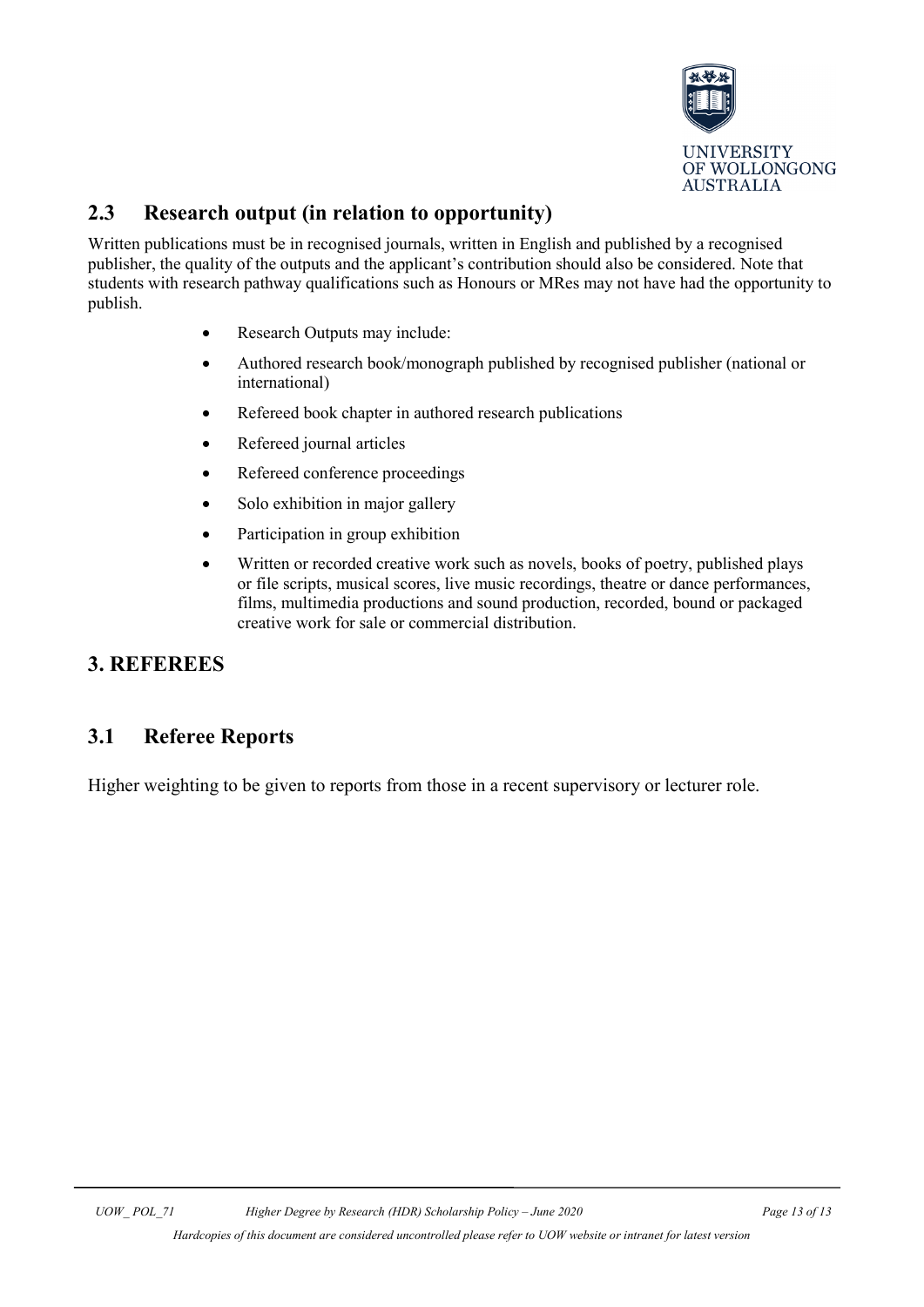## 2.3 Research output (in relation to opportunity)

Written publications must be in recognised journals, written in English and published by a recognised publisher, the quality of the outputs and the applicant's contribution should also be considered. Note that students with research pathway qualifications such as Honours or MRes may not have had the opportunity to publish.

- Research Outputs may include:
- Authored research book/monograph published by recognised publisher (national or international)
- Refereed book chapter in authored research publications
- Refereed journal articles
- Refereed conference proceedings
- Solo exhibition in major gallery
- Participation in group exhibition
- Written or recorded creative work such as novels, books of poetry, published plays or file scripts, musical scores, live music recordings, theatre or dance performances, films, multimedia productions and sound production, recorded, bound or packaged creative work for sale or commercial distribution.

# 3. REFEREES

## 3.1 Referee Reports

Higher weighting to be given to reports from those in a recent supervisory or lecturer role.